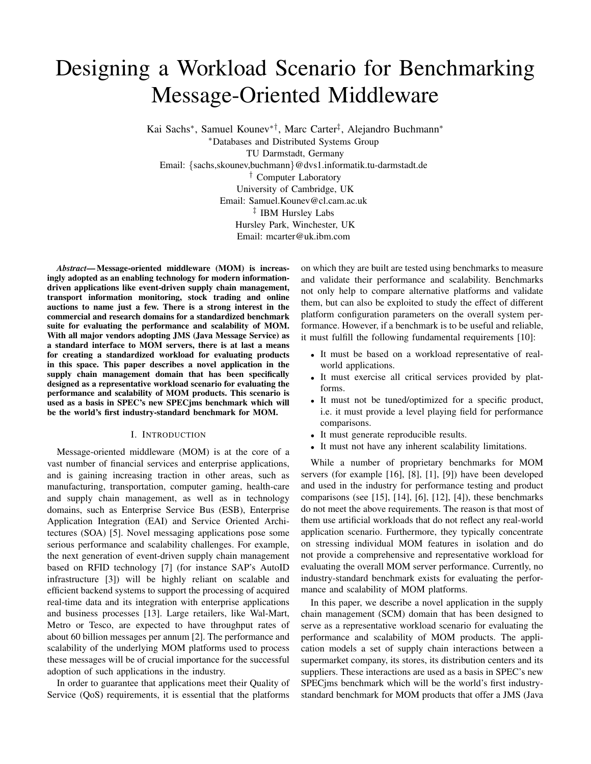# Designing a Workload Scenario for Benchmarking Message-Oriented Middleware

Kai Sachs[*], Samuel Kounev[*†], Marc Carter[‡], Alejandro Buchmann[*]

[*]Databases and Distributed Systems Group
TU Darmstadt, Germany
Email: {sachs,skounev,buchmann}@dvs1.informatik.tu-darmstadt.de

[†] Computer Laboratory
University of Cambridge, UK
Email: Samuel.Kounev@cl.cam.ac.uk

[‡] IBM Hursley Labs
Hursley Park, Winchester, UK
Email: mcarter@uk.ibm.com

***Abstract*— Message-oriented middleware (MOM) is increasingly adopted as an enabling technology for modern information-driven applications like event-driven supply chain management, transport information monitoring, stock trading and online auctions to name just a few. There is a strong interest in the commercial and research domains for a standardized benchmark suite for evaluating the performance and scalability of MOM. With all major vendors adopting JMS (Java Message Service) as a standard interface to MOM servers, there is at last a means for creating a standardized workload for evaluating products in this space. This paper describes a novel application in the supply chain management domain that has been specifically designed as a representative workload scenario for evaluating the performance and scalability of MOM products. This scenario is used as a basis in SPEC's new SPECjms benchmark which will be the world's first industry-standard benchmark for MOM.**

## I. Introduction

Message-oriented middleware (MOM) is at the core of a vast number of financial services and enterprise applications, and is gaining increasing traction in other areas, such as manufacturing, transportation, computer gaming, health-care and supply chain management, as well as in technology domains, such as Enterprise Service Bus (ESB), Enterprise Application Integration (EAI) and Service Oriented Architectures (SOA) [5]. Novel messaging applications pose some serious performance and scalability challenges. For example, the next generation of event-driven supply chain management based on RFID technology [7] (for instance SAP's AutoID infrastructure [3]) will be highly reliant on scalable and efficient backend systems to support the processing of acquired real-time data and its integration with enterprise applications and business processes [13]. Large retailers, like Wal-Mart, Metro or Tesco, are expected to have throughput rates of about 60 billion messages per annum [2]. The performance and scalability of the underlying MOM platforms used to process these messages will be of crucial importance for the successful adoption of such applications in the industry.

In order to guarantee that applications meet their Quality of Service (QoS) requirements, it is essential that the platforms on which they are built are tested using benchmarks to measure and validate their performance and scalability. Benchmarks not only help to compare alternative platforms and validate them, but can also be exploited to study the effect of different platform configuration parameters on the overall system performance. However, if a benchmark is to be useful and reliable, it must fulfill the following fundamental requirements [10]:

- It must be based on a workload representative of real-world applications.
- It must exercise all critical services provided by platforms.
- It must not be tuned/optimized for a specific product, i.e. it must provide a level playing field for performance comparisons.
- It must generate reproducible results.
- It must not have any inherent scalability limitations.

While a number of proprietary benchmarks for MOM servers (for example [16], [8], [1], [9]) have been developed and used in the industry for performance testing and product comparisons (see [15], [14], [6], [12], [4]), these benchmarks do not meet the above requirements. The reason is that most of them use artificial workloads that do not reflect any real-world application scenario. Furthermore, they typically concentrate on stressing individual MOM features in isolation and do not provide a comprehensive and representative workload for evaluating the overall MOM server performance. Currently, no industry-standard benchmark exists for evaluating the performance and scalability of MOM platforms.

In this paper, we describe a novel application in the supply chain management (SCM) domain that has been designed to serve as a representative workload scenario for evaluating the performance and scalability of MOM products. The application models a set of supply chain interactions between a supermarket company, its stores, its distribution centers and its suppliers. These interactions are used as a basis in SPEC's new SPECjms benchmark which will be the world's first industry-standard benchmark for MOM products that offer a JMS (Java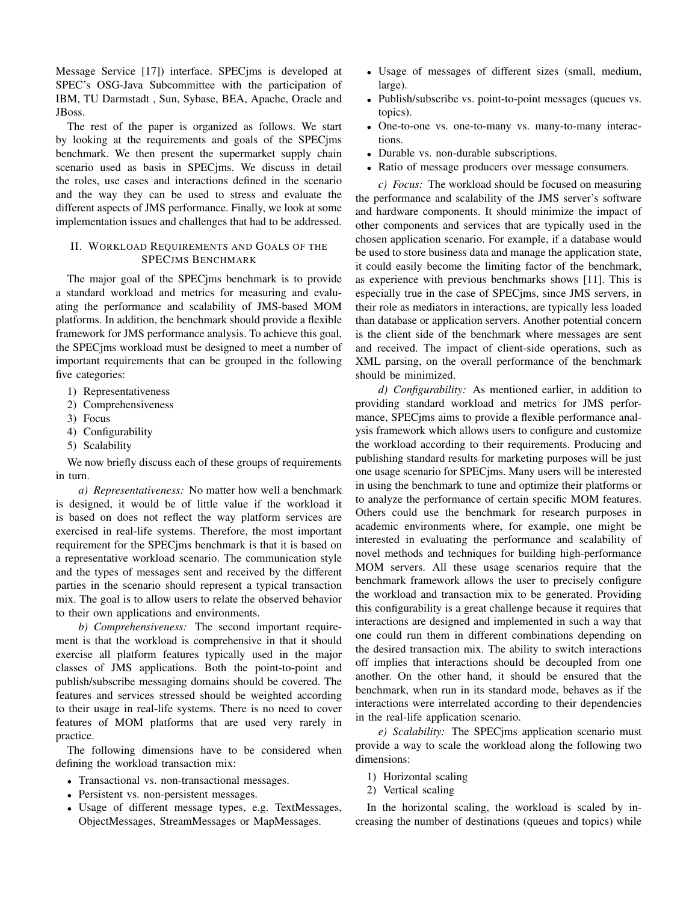Message Service [17]) interface. SPECjms is developed at SPEC's OSG-Java Subcommittee with the participation of IBM, TU Darmstadt , Sun, Sybase, BEA, Apache, Oracle and JBoss.

The rest of the paper is organized as follows. We start by looking at the requirements and goals of the SPECjms benchmark. We then present the supermarket supply chain scenario used as basis in SPECjms. We discuss in detail the roles, use cases and interactions defined in the scenario and the way they can be used to stress and evaluate the different aspects of JMS performance. Finally, we look at some implementation issues and challenges that had to be addressed.

## II. Workload Requirements and Goals of the SPECjms Benchmark

The major goal of the SPECjms benchmark is to provide a standard workload and metrics for measuring and evaluating the performance and scalability of JMS-based MOM platforms. In addition, the benchmark should provide a flexible framework for JMS performance analysis. To achieve this goal, the SPECjms workload must be designed to meet a number of important requirements that can be grouped in the following five categories:

1) Representativeness
2) Comprehensiveness
3) Focus
4) Configurability
5) Scalability

We now briefly discuss each of these groups of requirements in turn.

*a) Representativeness:* No matter how well a benchmark is designed, it would be of little value if the workload it is based on does not reflect the way platform services are exercised in real-life systems. Therefore, the most important requirement for the SPECjms benchmark is that it is based on a representative workload scenario. The communication style and the types of messages sent and received by the different parties in the scenario should represent a typical transaction mix. The goal is to allow users to relate the observed behavior to their own applications and environments.

*b) Comprehensiveness:* The second important requirement is that the workload is comprehensive in that it should exercise all platform features typically used in the major classes of JMS applications. Both the point-to-point and publish/subscribe messaging domains should be covered. The features and services stressed should be weighted according to their usage in real-life systems. There is no need to cover features of MOM platforms that are used very rarely in practice.

The following dimensions have to be considered when defining the workload transaction mix:

- Transactional vs. non-transactional messages.
- Persistent vs. non-persistent messages.
- Usage of different message types, e.g. TextMessages, ObjectMessages, StreamMessages or MapMessages.
- Usage of messages of different sizes (small, medium, large).
- Publish/subscribe vs. point-to-point messages (queues vs. topics).
- One-to-one vs. one-to-many vs. many-to-many interactions.
- Durable vs. non-durable subscriptions.
- Ratio of message producers over message consumers.

*c) Focus:* The workload should be focused on measuring the performance and scalability of the JMS server's software and hardware components. It should minimize the impact of other components and services that are typically used in the chosen application scenario. For example, if a database would be used to store business data and manage the application state, it could easily become the limiting factor of the benchmark, as experience with previous benchmarks shows [11]. This is especially true in the case of SPECjms, since JMS servers, in their role as mediators in interactions, are typically less loaded than database or application servers. Another potential concern is the client side of the benchmark where messages are sent and received. The impact of client-side operations, such as XML parsing, on the overall performance of the benchmark should be minimized.

*d) Configurability:* As mentioned earlier, in addition to providing standard workload and metrics for JMS performance, SPECjms aims to provide a flexible performance analysis framework which allows users to configure and customize the workload according to their requirements. Producing and publishing standard results for marketing purposes will be just one usage scenario for SPECjms. Many users will be interested in using the benchmark to tune and optimize their platforms or to analyze the performance of certain specific MOM features. Others could use the benchmark for research purposes in academic environments where, for example, one might be interested in evaluating the performance and scalability of novel methods and techniques for building high-performance MOM servers. All these usage scenarios require that the benchmark framework allows the user to precisely configure the workload and transaction mix to be generated. Providing this configurability is a great challenge because it requires that interactions are designed and implemented in such a way that one could run them in different combinations depending on the desired transaction mix. The ability to switch interactions off implies that interactions should be decoupled from one another. On the other hand, it should be ensured that the benchmark, when run in its standard mode, behaves as if the interactions were interrelated according to their dependencies in the real-life application scenario.

*e) Scalability:* The SPECjms application scenario must provide a way to scale the workload along the following two dimensions:

1) Horizontal scaling
2) Vertical scaling

In the horizontal scaling, the workload is scaled by increasing the number of destinations (queues and topics) while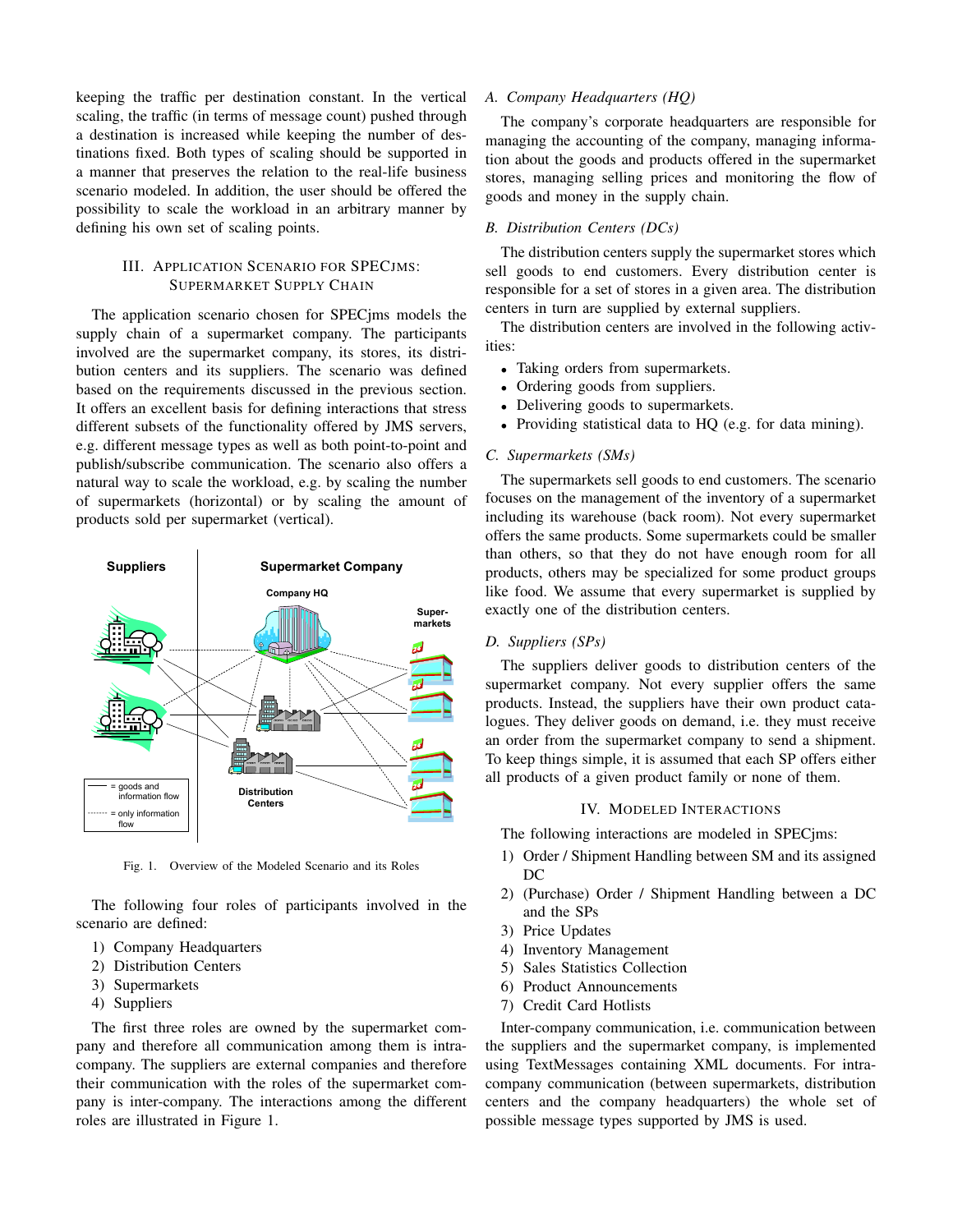keeping the traffic per destination constant. In the vertical scaling, the traffic (in terms of message count) pushed through a destination is increased while keeping the number of destinations fixed. Both types of scaling should be supported in a manner that preserves the relation to the real-life business scenario modeled. In addition, the user should be offered the possibility to scale the workload in an arbitrary manner by defining his own set of scaling points.

## III. Application Scenario for SPECjms: Supermarket Supply Chain

The application scenario chosen for SPECjms models the supply chain of a supermarket company. The participants involved are the supermarket company, its stores, its distribution centers and its suppliers. The scenario was defined based on the requirements discussed in the previous section. It offers an excellent basis for defining interactions that stress different subsets of the functionality offered by JMS servers, e.g. different message types as well as both point-to-point and publish/subscribe communication. The scenario also offers a natural way to scale the workload, e.g. by scaling the number of supermarkets (horizontal) or by scaling the amount of products sold per supermarket (vertical).

Fig. 1. Overview of the Modeled Scenario and its Roles

The following four roles of participants involved in the scenario are defined:

1) Company Headquarters
2) Distribution Centers
3) Supermarkets
4) Suppliers

The first three roles are owned by the supermarket company and therefore all communication among them is intra-company. The suppliers are external companies and therefore their communication with the roles of the supermarket company is inter-company. The interactions among the different roles are illustrated in Figure 1.

### A. Company Headquarters (HQ)

The company's corporate headquarters are responsible for managing the accounting of the company, managing information about the goods and products offered in the supermarket stores, managing selling prices and monitoring the flow of goods and money in the supply chain.

### B. Distribution Centers (DCs)

The distribution centers supply the supermarket stores which sell goods to end customers. Every distribution center is responsible for a set of stores in a given area. The distribution centers in turn are supplied by external suppliers.

The distribution centers are involved in the following activities:

- Taking orders from supermarkets.
- Ordering goods from suppliers.
- Delivering goods to supermarkets.
- Providing statistical data to HQ (e.g. for data mining).

### C. Supermarkets (SMs)

The supermarkets sell goods to end customers. The scenario focuses on the management of the inventory of a supermarket including its warehouse (back room). Not every supermarket offers the same products. Some supermarkets could be smaller than others, so that they do not have enough room for all products, others may be specialized for some product groups like food. We assume that every supermarket is supplied by exactly one of the distribution centers.

### D. Suppliers (SPs)

The suppliers deliver goods to distribution centers of the supermarket company. Not every supplier offers the same products. Instead, the suppliers have their own product catalogues. They deliver goods on demand, i.e. they must receive an order from the supermarket company to send a shipment. To keep things simple, it is assumed that each SP offers either all products of a given product family or none of them.

## IV. Modeled Interactions

The following interactions are modeled in SPECjms:

1) Order / Shipment Handling between SM and its assigned DC
2) (Purchase) Order / Shipment Handling between a DC and the SPs
3) Price Updates
4) Inventory Management
5) Sales Statistics Collection
6) Product Announcements
7) Credit Card Hotlists

Inter-company communication, i.e. communication between the suppliers and the supermarket company, is implemented using TextMessages containing XML documents. For intra-company communication (between supermarkets, distribution centers and the company headquarters) the whole set of possible message types supported by JMS is used.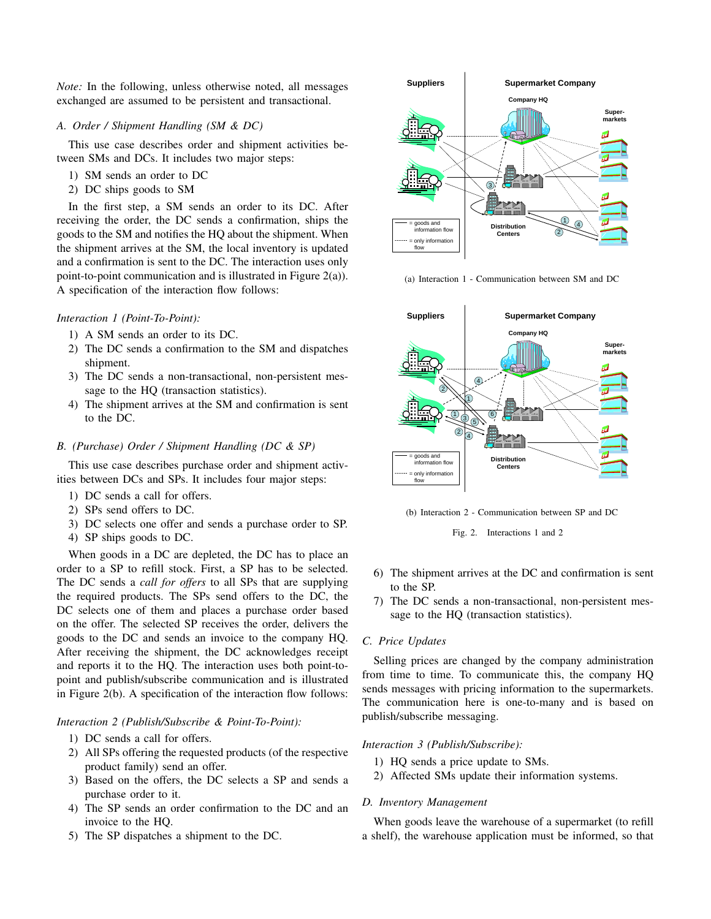*Note:* In the following, unless otherwise noted, all messages exchanged are assumed to be persistent and transactional.

### *A. Order / Shipment Handling (SM & DC)*

This use case describes order and shipment activities between SMs and DCs. It includes two major steps:

1) SM sends an order to DC
2) DC ships goods to SM

In the first step, a SM sends an order to its DC. After receiving the order, the DC sends a confirmation, ships the goods to the SM and notifies the HQ about the shipment. When the shipment arrives at the SM, the local inventory is updated and a confirmation is sent to the DC. The interaction uses only point-to-point communication and is illustrated in Figure 2(a)). A specification of the interaction flow follows:

*Interaction 1 (Point-To-Point):*

1) A SM sends an order to its DC.
2) The DC sends a confirmation to the SM and dispatches shipment.
3) The DC sends a non-transactional, non-persistent message to the HQ (transaction statistics).
4) The shipment arrives at the SM and confirmation is sent to the DC.

### *B. (Purchase) Order / Shipment Handling (DC & SP)*

This use case describes purchase order and shipment activities between DCs and SPs. It includes four major steps:

1) DC sends a call for offers.
2) SPs send offers to DC.
3) DC selects one offer and sends a purchase order to SP.
4) SP ships goods to DC.

When goods in a DC are depleted, the DC has to place an order to a SP to refill stock. First, a SP has to be selected. The DC sends a *call for offers* to all SPs that are supplying the required products. The SPs send offers to the DC, the DC selects one of them and places a purchase order based on the offer. The selected SP receives the order, delivers the goods to the DC and sends an invoice to the company HQ. After receiving the shipment, the DC acknowledges receipt and reports it to the HQ. The interaction uses both point-to-point and publish/subscribe communication and is illustrated in Figure 2(b). A specification of the interaction flow follows:

*Interaction 2 (Publish/Subscribe & Point-To-Point):*

1) DC sends a call for offers.
2) All SPs offering the requested products (of the respective product family) send an offer.
3) Based on the offers, the DC selects a SP and sends a purchase order to it.
4) The SP sends an order confirmation to the DC and an invoice to the HQ.
5) The SP dispatches a shipment to the DC.
6) The shipment arrives at the DC and confirmation is sent to the SP.
7) The DC sends a non-transactional, non-persistent message to the HQ (transaction statistics).

(a) Interaction 1 - Communication between SM and DC

(b) Interaction 2 - Communication between SP and DC

Fig. 2. Interactions 1 and 2

### *C. Price Updates*

Selling prices are changed by the company administration from time to time. To communicate this, the company HQ sends messages with pricing information to the supermarkets. The communication here is one-to-many and is based on publish/subscribe messaging.

*Interaction 3 (Publish/Subscribe):*

1) HQ sends a price update to SMs.
2) Affected SMs update their information systems.

### *D. Inventory Management*

When goods leave the warehouse of a supermarket (to refill a shelf), the warehouse application must be informed, so that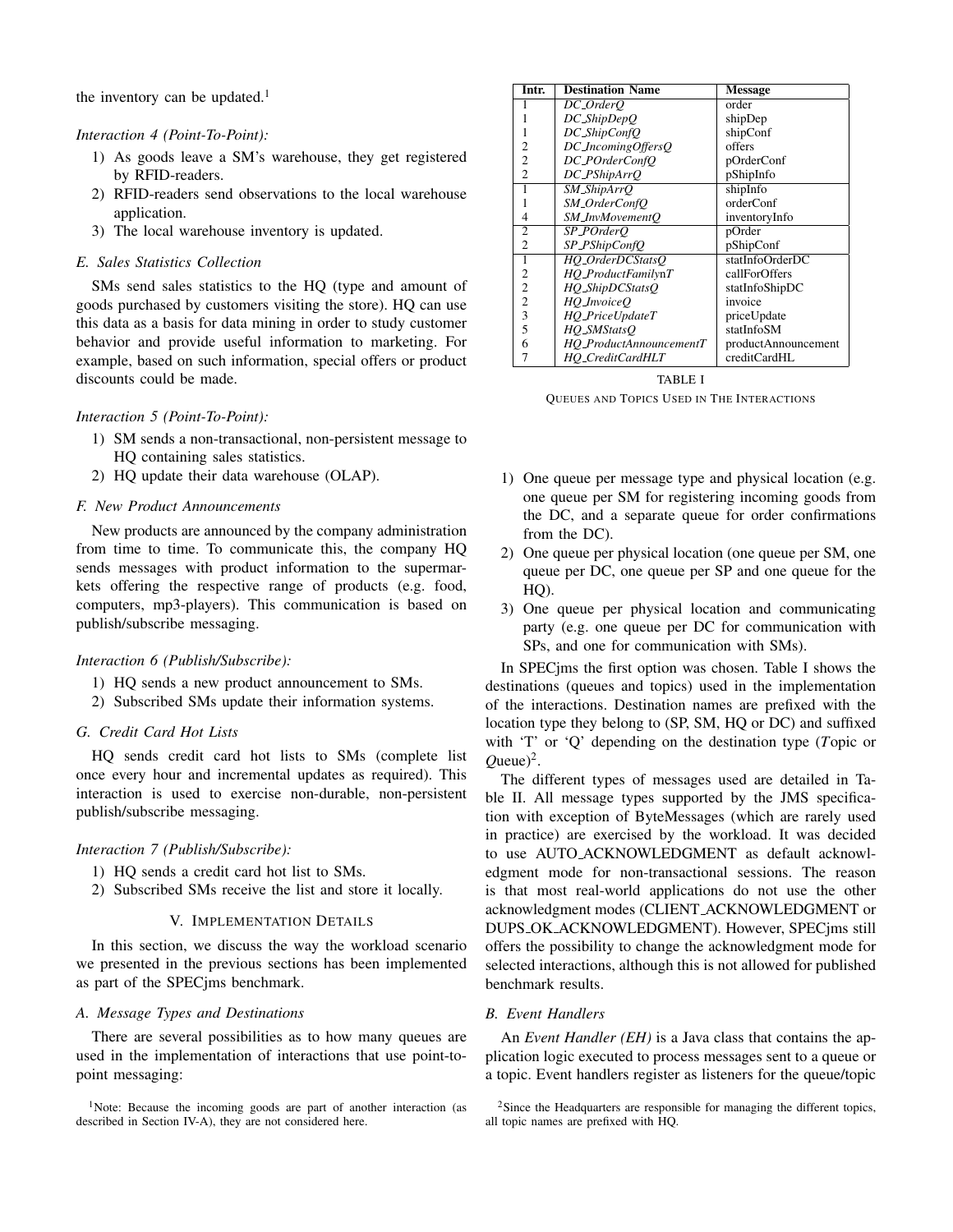the inventory can be updated.[1]

*Interaction 4 (Point-To-Point):*

1) As goods leave a SM's warehouse, they get registered by RFID-readers.
2) RFID-readers send observations to the local warehouse application.
3) The local warehouse inventory is updated.

### E. Sales Statistics Collection

SMs send sales statistics to the HQ (type and amount of goods purchased by customers visiting the store). HQ can use this data as a basis for data mining in order to study customer behavior and provide useful information to marketing. For example, based on such information, special offers or product discounts could be made.

*Interaction 5 (Point-To-Point):*

1) SM sends a non-transactional, non-persistent message to HQ containing sales statistics.
2) HQ update their data warehouse (OLAP).

### F. New Product Announcements

New products are announced by the company administration from time to time. To communicate this, the company HQ sends messages with product information to the supermarkets offering the respective range of products (e.g. food, computers, mp3-players). This communication is based on publish/subscribe messaging.

*Interaction 6 (Publish/Subscribe):*

1) HQ sends a new product announcement to SMs.
2) Subscribed SMs update their information systems.

### G. Credit Card Hot Lists

HQ sends credit card hot lists to SMs (complete list once every hour and incremental updates as required). This interaction is used to exercise non-durable, non-persistent publish/subscribe messaging.

*Interaction 7 (Publish/Subscribe):*

1) HQ sends a credit card hot list to SMs.
2) Subscribed SMs receive the list and store it locally.

## V. Implementation Details

In this section, we discuss the way the workload scenario we presented in the previous sections has been implemented as part of the SPECjms benchmark.

### A. Message Types and Destinations

There are several possibilities as to how many queues are used in the implementation of interactions that use point-to-point messaging:

1) One queue per message type and physical location (e.g. one queue per SM for registering incoming goods from the DC, and a separate queue for order confirmations from the DC).
2) One queue per physical location (one queue per SM, one queue per DC, one queue per SP and one queue for the HQ).
3) One queue per physical location and communicating party (e.g. one queue per DC for communication with SPs, and one for communication with SMs).

In SPECjms the first option was chosen. Table I shows the destinations (queues and topics) used in the implementation of the interactions. Destination names are prefixed with the location type they belong to (SP, SM, HQ or DC) and suffixed with 'T' or 'Q' depending on the destination type (*T*opic or *Q*ueue)[2].

| Intr. | Destination Name | Message |
|---|---|---|
| 1 | *DC_OrderQ* | order |
| 1 | *DC_ShipDepQ* | shipDep |
| 1 | *DC_ShipConfQ* | shipConf |
| 2 | *DC_IncomingOffersQ* | offers |
| 2 | *DC_POrderConfQ* | pOrderConf |
| 2 | *DC_PShipArrQ* | pShipInfo |
| 1 | *SM_ShipArrQ* | shipInfo |
| 1 | *SM_OrderConfQ* | orderConf |
| 4 | *SM_InvMovementQ* | inventoryInfo |
| 2 | *SP_POrderQ* | pOrder |
| 2 | *SP_PShipConfQ* | pShipConf |
| 1 | *HQ_OrderDCStatsQ* | statInfoOrderDC |
| 2 | *HQ_ProductFamilynT* | callForOffers |
| 2 | *HQ_ShipDCStatsQ* | statInfoShipDC |
| 2 | *HQ_InvoiceQ* | invoice |
| 3 | *HQ_PriceUpdateT* | priceUpdate |
| 5 | *HQ_SMStatsQ* | statInfoSM |
| 6 | *HQ_ProductAnnouncementT* | productAnnouncement |
| 7 | *HQ_CreditCardHLT* | creditCardHL |

TABLE I
QUEUES AND TOPICS USED IN THE INTERACTIONS

The different types of messages used are detailed in Table II. All message types supported by the JMS specification with exception of ByteMessages (which are rarely used in practice) are exercised by the workload. It was decided to use AUTO_ACKNOWLEDGMENT as default acknowledgment mode for non-transactional sessions. The reason is that most real-world applications do not use the other acknowledgment modes (CLIENT_ACKNOWLEDGMENT or DUPS_OK_ACKNOWLEDGMENT). However, SPECjms still offers the possibility to change the acknowledgment mode for selected interactions, although this is not allowed for published benchmark results.

### B. Event Handlers

An *Event Handler (EH)* is a Java class that contains the application logic executed to process messages sent to a queue or a topic. Event handlers register as listeners for the queue/topic

[1]Note: Because the incoming goods are part of another interaction (as described in Section IV-A), they are not considered here.

[2]Since the Headquarters are responsible for managing the different topics, all topic names are prefixed with HQ.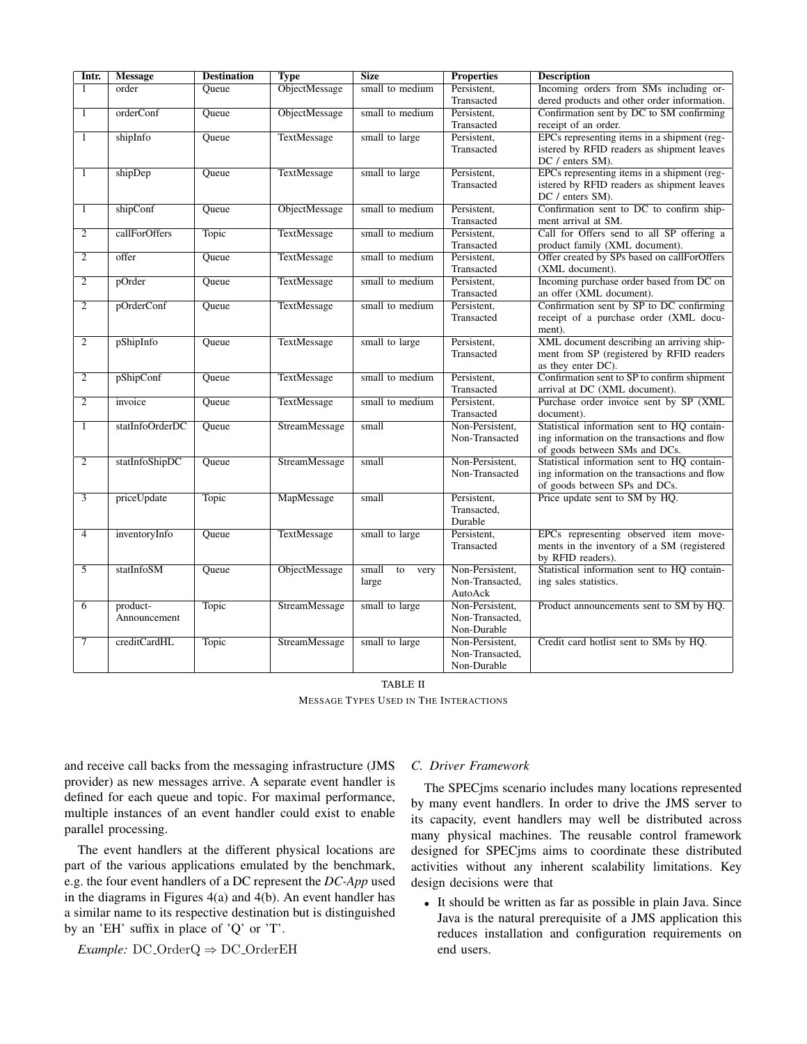| Intr. | Message | Destination | Type | Size | Properties | Description |
| --- | --- | --- | --- | --- | --- | --- |
| 1 | order | Queue | ObjectMessage | small to medium | Persistent, Transacted | Incoming orders from SMs including ordered products and other order information. |
| 1 | orderConf | Queue | ObjectMessage | small to medium | Persistent, Transacted | Confirmation sent by DC to SM confirming receipt of an order. |
| 1 | shipInfo | Queue | TextMessage | small to large | Persistent, Transacted | EPCs representing items in a shipment (registered by RFID readers as shipment leaves DC / enters SM). |
| 1 | shipDep | Queue | TextMessage | small to large | Persistent, Transacted | EPCs representing items in a shipment (registered by RFID readers as shipment leaves DC / enters SM). |
| 1 | shipConf | Queue | ObjectMessage | small to medium | Persistent, Transacted | Confirmation sent to DC to confirm shipment arrival at SM. |
| 2 | callForOffers | Topic | TextMessage | small to medium | Persistent, Transacted | Call for Offers send to all SP offering a product family (XML document). |
| 2 | offer | Queue | TextMessage | small to medium | Persistent, Transacted | Offer created by SPs based on callForOffers (XML document). |
| 2 | pOrder | Queue | TextMessage | small to medium | Persistent, Transacted | Incoming purchase order based from DC on an offer (XML document). |
| 2 | pOrderConf | Queue | TextMessage | small to medium | Persistent, Transacted | Confirmation sent by SP to DC confirming receipt of a purchase order (XML document). |
| 2 | pShipInfo | Queue | TextMessage | small to large | Persistent, Transacted | XML document describing an arriving shipment from SP (registered by RFID readers as they enter DC). |
| 2 | pShipConf | Queue | TextMessage | small to medium | Persistent, Transacted | Confirmation sent to SP to confirm shipment arrival at DC (XML document). |
| 2 | invoice | Queue | TextMessage | small to medium | Persistent, Transacted | Purchase order invoice sent by SP (XML document). |
| 1 | statInfoOrderDC | Queue | StreamMessage | small | Non-Persistent, Non-Transacted | Statistical information sent to HQ containing information on the transactions and flow of goods between SMs and DCs. |
| 2 | statInfoShipDC | Queue | StreamMessage | small | Non-Persistent, Non-Transacted | Statistical information sent to HQ containing information on the transactions and flow of goods between SPs and DCs. |
| 3 | priceUpdate | Topic | MapMessage | small | Persistent, Transacted, Durable | Price update sent to SM by HQ. |
| 4 | inventoryInfo | Queue | TextMessage | small to large | Persistent, Transacted | EPCs representing observed item movements in the inventory of a SM (registered by RFID readers). |
| 5 | statInfoSM | Queue | ObjectMessage | small to very large | Non-Persistent, Non-Transacted, AutoAck | Statistical information sent to HQ containing sales statistics. |
| 6 | product-Announcement | Topic | StreamMessage | small to large | Non-Persistent, Non-Transacted, Non-Durable | Product announcements sent to SM by HQ. |
| 7 | creditCardHL | Topic | StreamMessage | small to large | Non-Persistent, Non-Transacted, Non-Durable | Credit card hotlist sent to SMs by HQ. |

TABLE II

MESSAGE TYPES USED IN THE INTERACTIONS

and receive call backs from the messaging infrastructure (JMS provider) as new messages arrive. A separate event handler is defined for each queue and topic. For maximal performance, multiple instances of an event handler could exist to enable parallel processing.

The event handlers at the different physical locations are part of the various applications emulated by the benchmark, e.g. the four event handlers of a DC represent the *DC-App* used in the diagrams in Figures 4(a) and 4(b). An event handler has a similar name to its respective destination but is distinguished by an 'EH' suffix in place of 'Q' or 'T'.

*Example:* DC_OrderQ ⇒ DC_OrderEH

### C. Driver Framework

The SPECjms scenario includes many locations represented by many event handlers. In order to drive the JMS server to its capacity, event handlers may well be distributed across many physical machines. The reusable control framework designed for SPECjms aims to coordinate these distributed activities without any inherent scalability limitations. Key design decisions were that

- It should be written as far as possible in plain Java. Since Java is the natural prerequisite of a JMS application this reduces installation and configuration requirements on end users.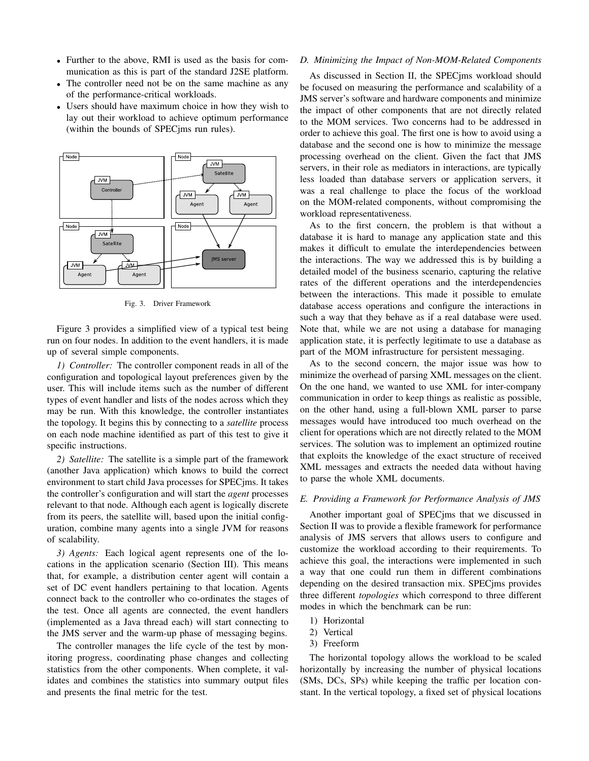- Further to the above, RMI is used as the basis for communication as this is part of the standard J2SE platform.
- The controller need not be on the same machine as any of the performance-critical workloads.
- Users should have maximum choice in how they wish to lay out their workload to achieve optimum performance (within the bounds of SPECjms run rules).

Fig. 3. Driver Framework

Figure 3 provides a simplified view of a typical test being run on four nodes. In addition to the event handlers, it is made up of several simple components.

*1) Controller:* The controller component reads in all of the configuration and topological layout preferences given by the user. This will include items such as the number of different types of event handler and lists of the nodes across which they may be run. With this knowledge, the controller instantiates the topology. It begins this by connecting to a *satellite* process on each node machine identified as part of this test to give it specific instructions.

*2) Satellite:* The satellite is a simple part of the framework (another Java application) which knows to build the correct environment to start child Java processes for SPECjms. It takes the controller's configuration and will start the *agent* processes relevant to that node. Although each agent is logically discrete from its peers, the satellite will, based upon the initial configuration, combine many agents into a single JVM for reasons of scalability.

*3) Agents:* Each logical agent represents one of the locations in the application scenario (Section III). This means that, for example, a distribution center agent will contain a set of DC event handlers pertaining to that location. Agents connect back to the controller who co-ordinates the stages of the test. Once all agents are connected, the event handlers (implemented as a Java thread each) will start connecting to the JMS server and the warm-up phase of messaging begins.

The controller manages the life cycle of the test by monitoring progress, coordinating phase changes and collecting statistics from the other components. When complete, it validates and combines the statistics into summary output files and presents the final metric for the test.

### *D. Minimizing the Impact of Non-MOM-Related Components*

As discussed in Section II, the SPECjms workload should be focused on measuring the performance and scalability of a JMS server's software and hardware components and minimize the impact of other components that are not directly related to the MOM services. Two concerns had to be addressed in order to achieve this goal. The first one is how to avoid using a database and the second one is how to minimize the message processing overhead on the client. Given the fact that JMS servers, in their role as mediators in interactions, are typically less loaded than database servers or application servers, it was a real challenge to place the focus of the workload on the MOM-related components, without compromising the workload representativeness.

As to the first concern, the problem is that without a database it is hard to manage any application state and this makes it difficult to emulate the interdependencies between the interactions. The way we addressed this is by building a detailed model of the business scenario, capturing the relative rates of the different operations and the interdependencies between the interactions. This made it possible to emulate database access operations and configure the interactions in such a way that they behave as if a real database were used. Note that, while we are not using a database for managing application state, it is perfectly legitimate to use a database as part of the MOM infrastructure for persistent messaging.

As to the second concern, the major issue was how to minimize the overhead of parsing XML messages on the client. On the one hand, we wanted to use XML for inter-company communication in order to keep things as realistic as possible, on the other hand, using a full-blown XML parser to parse messages would have introduced too much overhead on the client for operations which are not directly related to the MOM services. The solution was to implement an optimized routine that exploits the knowledge of the exact structure of received XML messages and extracts the needed data without having to parse the whole XML documents.

### *E. Providing a Framework for Performance Analysis of JMS*

Another important goal of SPECjms that we discussed in Section II was to provide a flexible framework for performance analysis of JMS servers that allows users to configure and customize the workload according to their requirements. To achieve this goal, the interactions were implemented in such a way that one could run them in different combinations depending on the desired transaction mix. SPECjms provides three different *topologies* which correspond to three different modes in which the benchmark can be run:

1) Horizontal
2) Vertical
3) Freeform

The horizontal topology allows the workload to be scaled horizontally by increasing the number of physical locations (SMs, DCs, SPs) while keeping the traffic per location constant. In the vertical topology, a fixed set of physical locations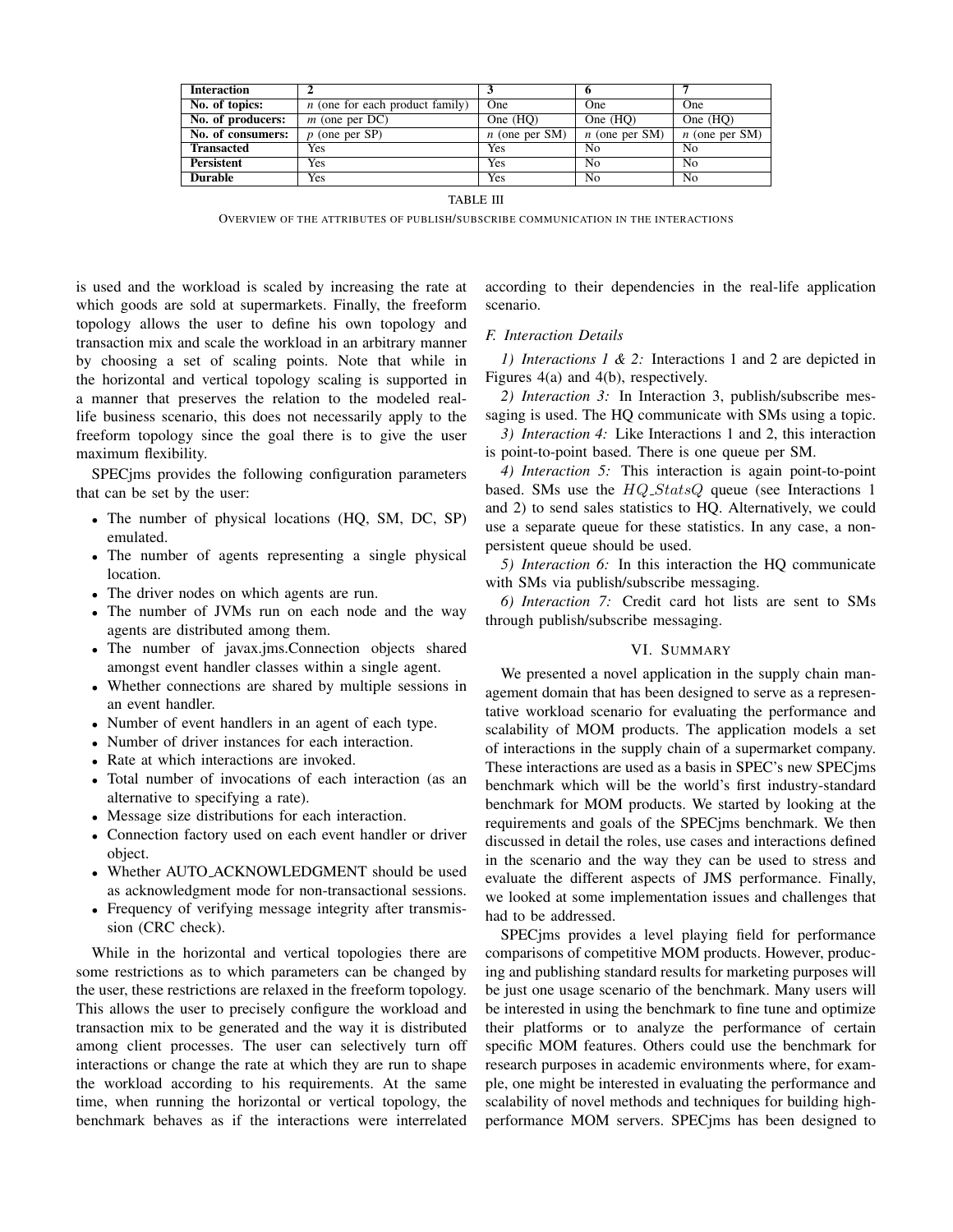| Interaction | 2 | 3 | 6 | 7 |
|---|---|---|---|---|
| No. of topics: | $n$ (one for each product family) | One | One | One |
| No. of producers: | $m$ (one per DC) | One (HQ) | One (HQ) | One (HQ) |
| No. of consumers: | $p$ (one per SP) | $n$ (one per SM) | $n$ (one per SM) | $n$ (one per SM) |
| Transacted | Yes | Yes | No | No |
| Persistent | Yes | Yes | No | No |
| Durable | Yes | Yes | No | No |

TABLE III

OVERVIEW OF THE ATTRIBUTES OF PUBLISH/SUBSCRIBE COMMUNICATION IN THE INTERACTIONS

is used and the workload is scaled by increasing the rate at which goods are sold at supermarkets. Finally, the freeform topology allows the user to define his own topology and transaction mix and scale the workload in an arbitrary manner by choosing a set of scaling points. Note that while in the horizontal and vertical topology scaling is supported in a manner that preserves the relation to the modeled real-life business scenario, this does not necessarily apply to the freeform topology since the goal there is to give the user maximum flexibility.

SPECjms provides the following configuration parameters that can be set by the user:

- The number of physical locations (HQ, SM, DC, SP) emulated.
- The number of agents representing a single physical location.
- The driver nodes on which agents are run.
- The number of JVMs run on each node and the way agents are distributed among them.
- The number of javax.jms.Connection objects shared amongst event handler classes within a single agent.
- Whether connections are shared by multiple sessions in an event handler.
- Number of event handlers in an agent of each type.
- Number of driver instances for each interaction.
- Rate at which interactions are invoked.
- Total number of invocations of each interaction (as an alternative to specifying a rate).
- Message size distributions for each interaction.
- Connection factory used on each event handler or driver object.
- Whether AUTO_ACKNOWLEDGMENT should be used as acknowledgment mode for non-transactional sessions.
- Frequency of verifying message integrity after transmission (CRC check).

While in the horizontal and vertical topologies there are some restrictions as to which parameters can be changed by the user, these restrictions are relaxed in the freeform topology. This allows the user to precisely configure the workload and transaction mix to be generated and the way it is distributed among client processes. The user can selectively turn off interactions or change the rate at which they are run to shape the workload according to his requirements. At the same time, when running the horizontal or vertical topology, the benchmark behaves as if the interactions were interrelated according to their dependencies in the real-life application scenario.

### F. Interaction Details

*1) Interactions 1 & 2:* Interactions 1 and 2 are depicted in Figures 4(a) and 4(b), respectively.

*2) Interaction 3:* In Interaction 3, publish/subscribe messaging is used. The HQ communicate with SMs using a topic.

*3) Interaction 4:* Like Interactions 1 and 2, this interaction is point-to-point based. There is one queue per SM.

*4) Interaction 5:* This interaction is again point-to-point based. SMs use the $HQ\_StatsQ$ queue (see Interactions 1 and 2) to send sales statistics to HQ. Alternatively, we could use a separate queue for these statistics. In any case, a non-persistent queue should be used.

*5) Interaction 6:* In this interaction the HQ communicate with SMs via publish/subscribe messaging.

*6) Interaction 7:* Credit card hot lists are sent to SMs through publish/subscribe messaging.

## VI. Summary

We presented a novel application in the supply chain management domain that has been designed to serve as a representative workload scenario for evaluating the performance and scalability of MOM products. The application models a set of interactions in the supply chain of a supermarket company. These interactions are used as a basis in SPEC's new SPECjms benchmark which will be the world's first industry-standard benchmark for MOM products. We started by looking at the requirements and goals of the SPECjms benchmark. We then discussed in detail the roles, use cases and interactions defined in the scenario and the way they can be used to stress and evaluate the different aspects of JMS performance. Finally, we looked at some implementation issues and challenges that had to be addressed.

SPECjms provides a level playing field for performance comparisons of competitive MOM products. However, producing and publishing standard results for marketing purposes will be just one usage scenario of the benchmark. Many users will be interested in using the benchmark to fine tune and optimize their platforms or to analyze the performance of certain specific MOM features. Others could use the benchmark for research purposes in academic environments where, for example, one might be interested in evaluating the performance and scalability of novel methods and techniques for building high-performance MOM servers. SPECjms has been designed to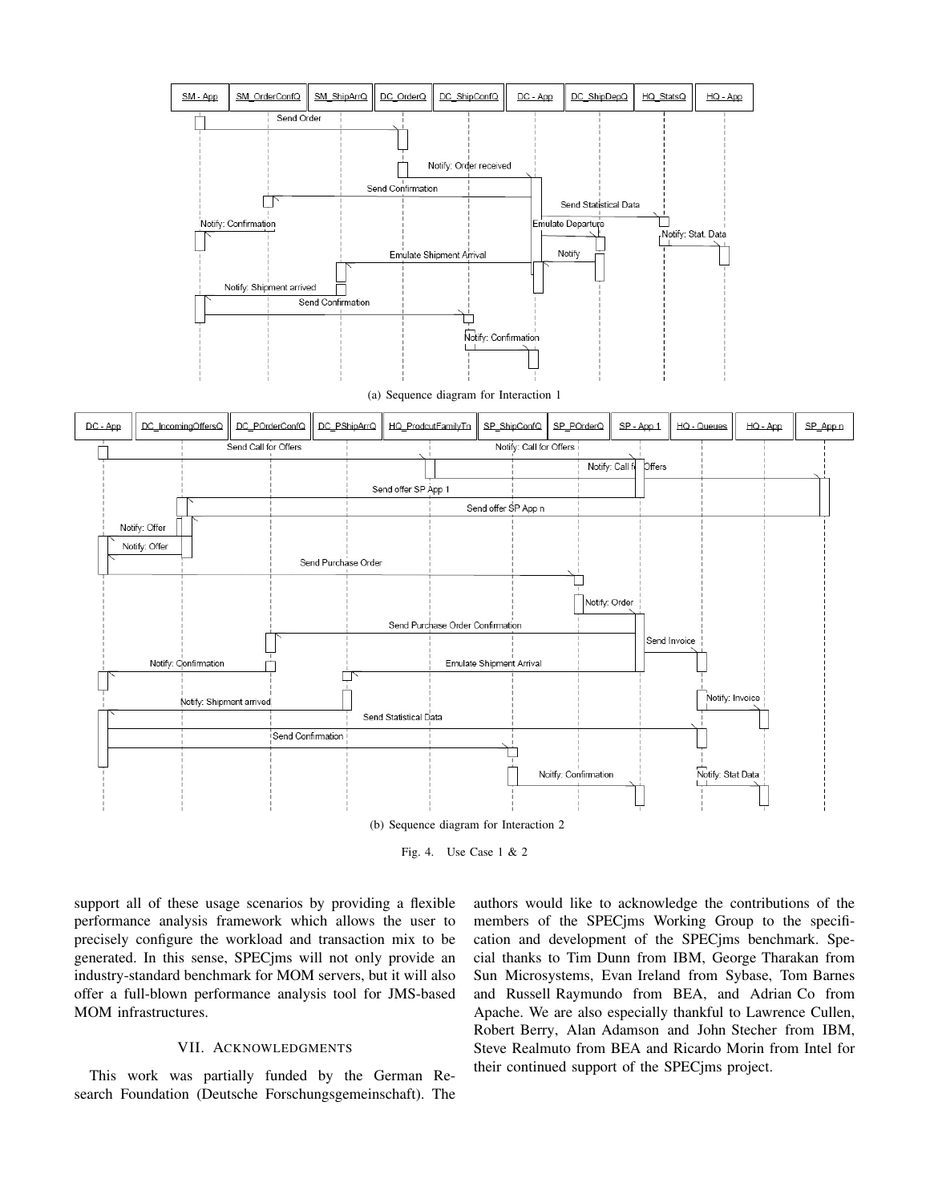(a) Sequence diagram for Interaction 1

(b) Sequence diagram for Interaction 2

Fig. 4. Use Case 1 & 2

support all of these usage scenarios by providing a flexible performance analysis framework which allows the user to precisely configure the workload and transaction mix to be generated. In this sense, SPECjms will not only provide an industry-standard benchmark for MOM servers, but it will also offer a full-blown performance analysis tool for JMS-based MOM infrastructures.

## VII. ACKNOWLEDGMENTS

This work was partially funded by the German Research Foundation (Deutsche Forschungsgemeinschaft). The authors would like to acknowledge the contributions of the members of the SPECjms Working Group to the specification and development of the SPECjms benchmark. Special thanks to Tim Dunn from IBM, George Tharakan from Sun Microsystems, Evan Ireland from Sybase, Tom Barnes and Russell Raymundo from BEA, and Adrian Co from Apache. We are also especially thankful to Lawrence Cullen, Robert Berry, Alan Adamson and John Stecher from IBM, Steve Realmuto from BEA and Ricardo Morin from Intel for their continued support of the SPECjms project.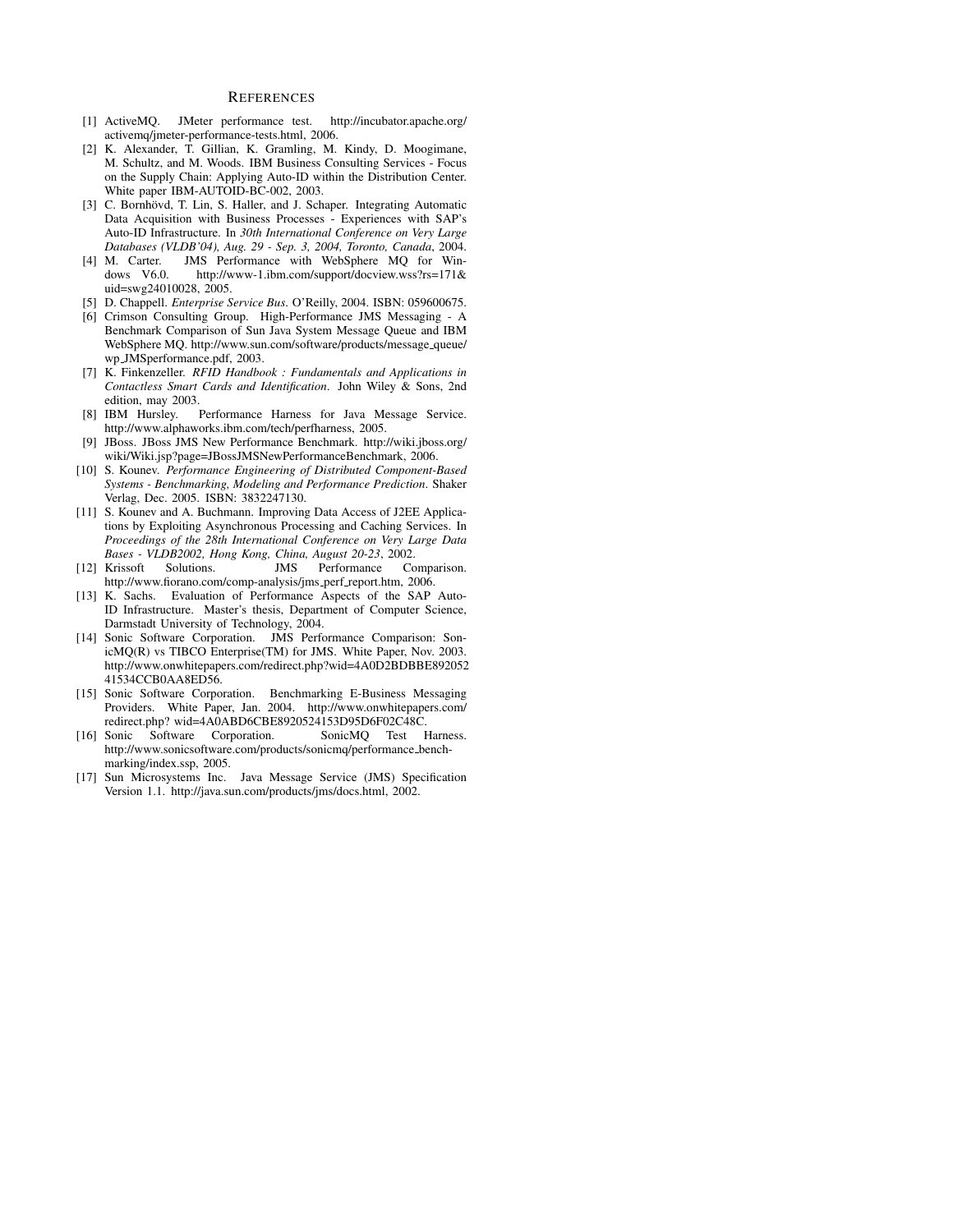## REFERENCES

[1] ActiveMQ. JMeter performance test. http://incubator.apache.org/activemq/jmeter-performance-tests.html, 2006.

[2] K. Alexander, T. Gillian, K. Gramling, M. Kindy, D. Moogimane, M. Schultz, and M. Woods. IBM Business Consulting Services - Focus on the Supply Chain: Applying Auto-ID within the Distribution Center. White paper IBM-AUTOID-BC-002, 2003.

[3] C. Bornhövd, T. Lin, S. Haller, and J. Schaper. Integrating Automatic Data Acquisition with Business Processes - Experiences with SAP's Auto-ID Infrastructure. In *30th International Conference on Very Large Databases (VLDB'04), Aug. 29 - Sep. 3, 2004, Toronto, Canada*, 2004.

[4] M. Carter. JMS Performance with WebSphere MQ for Windows V6.0. http://www-1.ibm.com/support/docview.wss?rs=171&uid=swg24010028, 2005.

[5] D. Chappell. *Enterprise Service Bus*. O'Reilly, 2004. ISBN: 059600675.

[6] Crimson Consulting Group. High-Performance JMS Messaging - A Benchmark Comparison of Sun Java System Message Queue and IBM WebSphere MQ. http://www.sun.com/software/products/message_queue/wp_JMSperformance.pdf, 2003.

[7] K. Finkenzeller. *RFID Handbook : Fundamentals and Applications in Contactless Smart Cards and Identification*. John Wiley & Sons, 2nd edition, may 2003.

[8] IBM Hursley. Performance Harness for Java Message Service. http://www.alphaworks.ibm.com/tech/perfharness, 2005.

[9] JBoss. JBoss JMS New Performance Benchmark. http://wiki.jboss.org/wiki/Wiki.jsp?page=JBossJMSNewPerformanceBenchmark, 2006.

[10] S. Kounev. *Performance Engineering of Distributed Component-Based Systems - Benchmarking, Modeling and Performance Prediction*. Shaker Verlag, Dec. 2005. ISBN: 3832247130.

[11] S. Kounev and A. Buchmann. Improving Data Access of J2EE Applications by Exploiting Asynchronous Processing and Caching Services. In *Proceedings of the 28th International Conference on Very Large Data Bases - VLDB2002, Hong Kong, China, August 20-23*, 2002.

[12] Krissoft Solutions. JMS Performance Comparison. http://www.fiorano.com/comp-analysis/jms_perf_report.htm, 2006.

[13] K. Sachs. Evaluation of Performance Aspects of the SAP Auto-ID Infrastructure. Master's thesis, Department of Computer Science, Darmstadt University of Technology, 2004.

[14] Sonic Software Corporation. JMS Performance Comparison: SonicMQ(R) vs TIBCO Enterprise(TM) for JMS. White Paper, Nov. 2003. http://www.onwhitepapers.com/redirect.php?wid=4A0D2BDBBE892052 41534CCB0AA8ED56.

[15] Sonic Software Corporation. Benchmarking E-Business Messaging Providers. White Paper, Jan. 2004. http://www.onwhitepapers.com/redirect.php? wid=4A0ABD6CBE8920524153D95D6F02C48C.

[16] Sonic Software Corporation. SonicMQ Test Harness. http://www.sonicsoftware.com/products/sonicmq/performance_benchmarking/index.ssp, 2005.

[17] Sun Microsystems Inc. Java Message Service (JMS) Specification Version 1.1. http://java.sun.com/products/jms/docs.html, 2002.